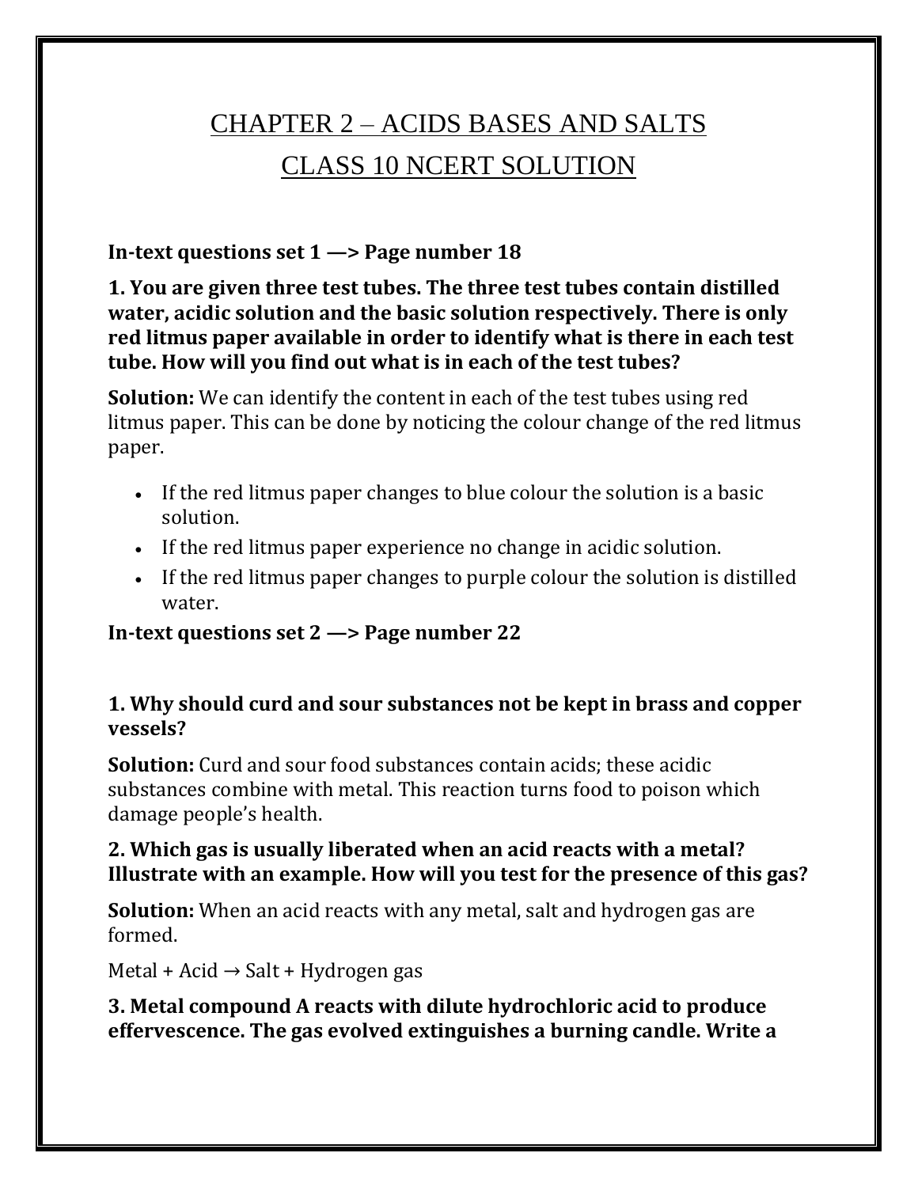# CHAPTER 2 – ACIDS BASES AND SALTS

# CLASS 10 NCERT SOLUTION

**In-text questions set 1 —> Page number 18**

**1. You are given three test tubes. The three test tubes contain distilled water, acidic solution and the basic solution respectively. There is only red litmus paper available in order to identify what is there in each test tube. How will you find out what is in each of the test tubes?**

**Solution:** We can identify the content in each of the test tubes using red litmus paper. This can be done by noticing the colour change of the red litmus paper.

- If the red litmus paper changes to blue colour the solution is a basic solution.
- If the red litmus paper experience no change in acidic solution.
- If the red litmus paper changes to purple colour the solution is distilled water.

**In-text questions set 2 —> Page number 22**

**1. Why should curd and sour substances not be kept in brass and copper vessels?**

**Solution:** Curd and sour food substances contain acids; these acidic substances combine with metal. This reaction turns food to poison which damage people's health.

**2. Which gas is usually liberated when an acid reacts with a metal? Illustrate with an example. How will you test for the presence of this gas?**

**Solution:** When an acid reacts with any metal, salt and hydrogen gas are formed.

Metal + Acid → Salt + Hydrogen gas

**3. Metal compound A reacts with dilute hydrochloric acid to produce effervescence. The gas evolved extinguishes a burning candle. Write a**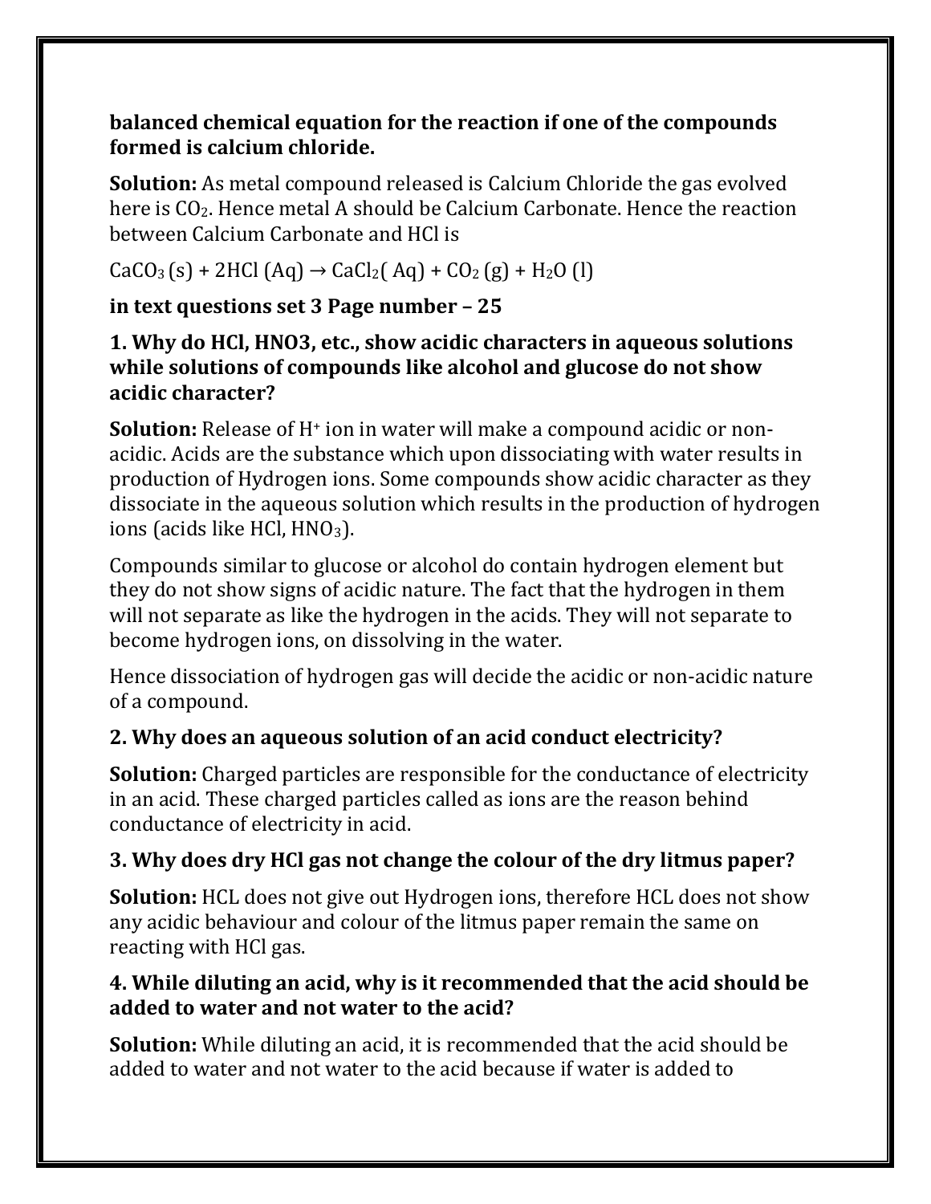**balanced chemical equation for the reaction if one of the compounds formed is calcium chloride.**

**Solution:** As metal compound released is Calcium Chloride the gas evolved here is $CO_2$. Hence metal A should be Calcium Carbonate. Hence the reaction between Calcium Carbonate and HCl is

$CaCO_3\,(s) + 2HCl\,(Aq) \rightarrow CaCl_2(\,Aq) + CO_2\,(g) + H_2O\,(l)$

**in text questions set 3 Page number – 25**

**1. Why do HCl, HNO3, etc., show acidic characters in aqueous solutions while solutions of compounds like alcohol and glucose do not show acidic character?**

**Solution:** Release of $H^+$ ion in water will make a compound acidic or non-acidic. Acids are the substance which upon dissociating with water results in production of Hydrogen ions. Some compounds show acidic character as they dissociate in the aqueous solution which results in the production of hydrogen ions (acids like HCl, $HNO_3$).

Compounds similar to glucose or alcohol do contain hydrogen element but they do not show signs of acidic nature. The fact that the hydrogen in them will not separate as like the hydrogen in the acids. They will not separate to become hydrogen ions, on dissolving in the water.

Hence dissociation of hydrogen gas will decide the acidic or non-acidic nature of a compound.

**2. Why does an aqueous solution of an acid conduct electricity?**

**Solution:** Charged particles are responsible for the conductance of electricity in an acid. These charged particles called as ions are the reason behind conductance of electricity in acid.

**3. Why does dry HCl gas not change the colour of the dry litmus paper?**

**Solution:** HCL does not give out Hydrogen ions, therefore HCL does not show any acidic behaviour and colour of the litmus paper remain the same on reacting with HCl gas.

**4. While diluting an acid, why is it recommended that the acid should be added to water and not water to the acid?**

**Solution:** While diluting an acid, it is recommended that the acid should be added to water and not water to the acid because if water is added to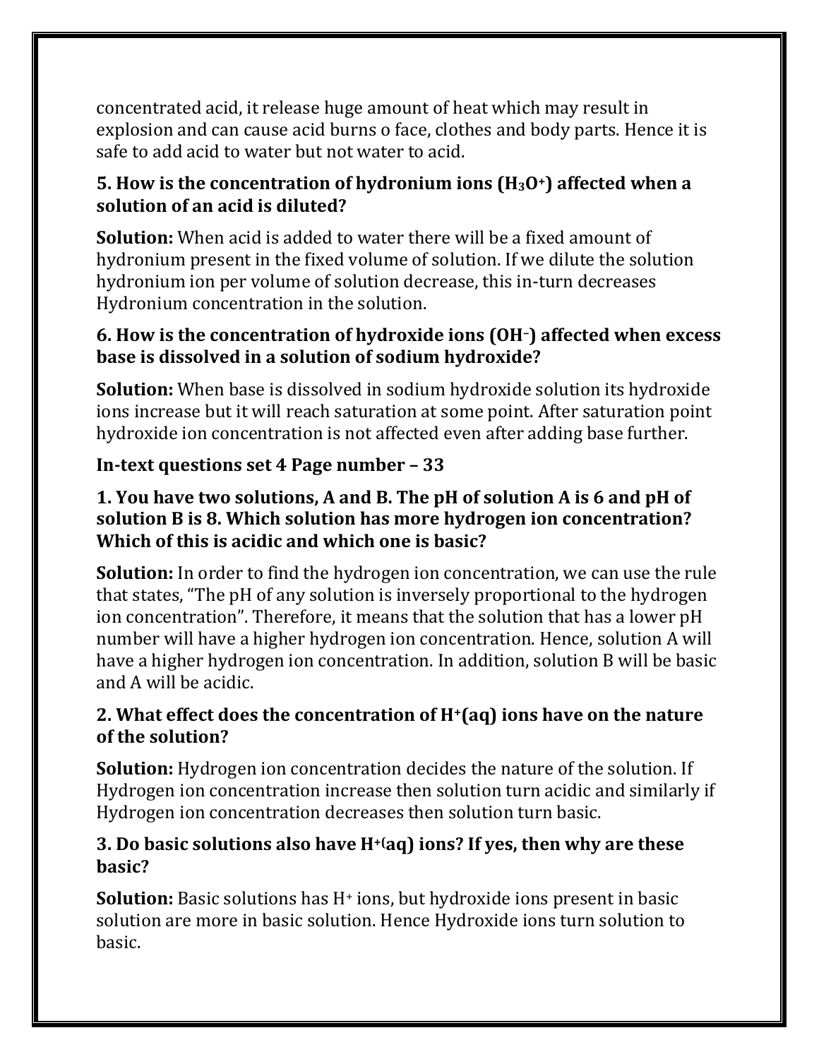concentrated acid, it release huge amount of heat which may result in explosion and can cause acid burns o face, clothes and body parts. Hence it is safe to add acid to water but not water to acid.

**5. How is the concentration of hydronium ions ($H_3O^+$) affected when a solution of an acid is diluted?**

**Solution:** When acid is added to water there will be a fixed amount of hydronium present in the fixed volume of solution. If we dilute the solution hydronium ion per volume of solution decrease, this in-turn decreases Hydronium concentration in the solution.

**6. How is the concentration of hydroxide ions ($OH^-$) affected when excess base is dissolved in a solution of sodium hydroxide?**

**Solution:** When base is dissolved in sodium hydroxide solution its hydroxide ions increase but it will reach saturation at some point. After saturation point hydroxide ion concentration is not affected even after adding base further.

**In-text questions set 4 Page number – 33**

**1. You have two solutions, A and B. The pH of solution A is 6 and pH of solution B is 8. Which solution has more hydrogen ion concentration? Which of this is acidic and which one is basic?**

**Solution:** In order to find the hydrogen ion concentration, we can use the rule that states, "The pH of any solution is inversely proportional to the hydrogen ion concentration". Therefore, it means that the solution that has a lower pH number will have a higher hydrogen ion concentration. Hence, solution A will have a higher hydrogen ion concentration. In addition, solution B will be basic and A will be acidic.

**2. What effect does the concentration of $H^+$(aq) ions have on the nature of the solution?**

**Solution:** Hydrogen ion concentration decides the nature of the solution. If Hydrogen ion concentration increase then solution turn acidic and similarly if Hydrogen ion concentration decreases then solution turn basic.

**3. Do basic solutions also have $H^+$(aq) ions? If yes, then why are these basic?**

**Solution:** Basic solutions has $H^+$ ions, but hydroxide ions present in basic solution are more in basic solution. Hence Hydroxide ions turn solution to basic.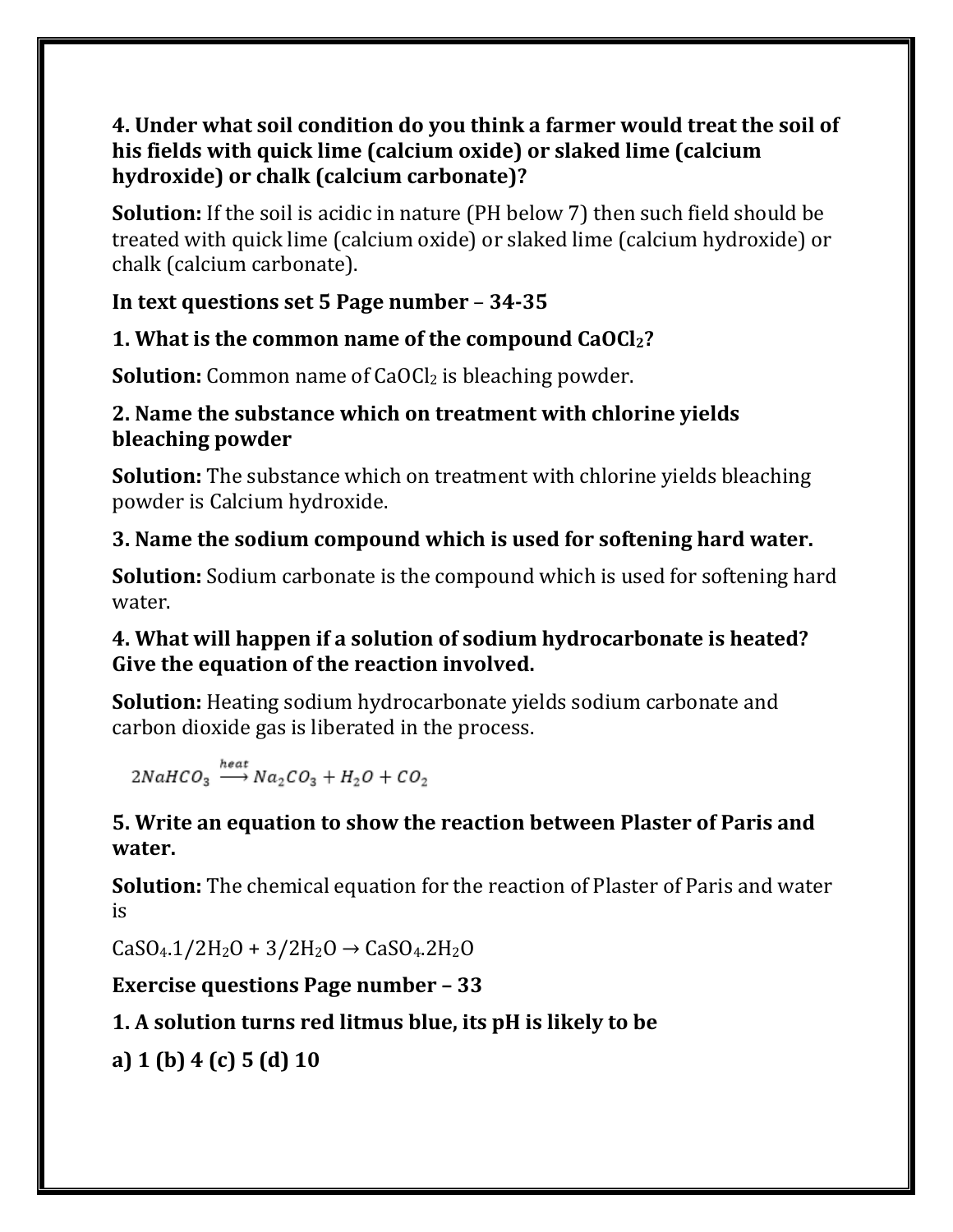**4. Under what soil condition do you think a farmer would treat the soil of his fields with quick lime (calcium oxide) or slaked lime (calcium hydroxide) or chalk (calcium carbonate)?**

**Solution:** If the soil is acidic in nature (PH below 7) then such field should be treated with quick lime (calcium oxide) or slaked lime (calcium hydroxide) or chalk (calcium carbonate).

**In text questions set 5 Page number – 34-35**

**1. What is the common name of the compound $CaOCl_2$?**

**Solution:** Common name of $CaOCl_2$ is bleaching powder.

**2. Name the substance which on treatment with chlorine yields bleaching powder**

**Solution:** The substance which on treatment with chlorine yields bleaching powder is Calcium hydroxide.

**3. Name the sodium compound which is used for softening hard water.**

**Solution:** Sodium carbonate is the compound which is used for softening hard water.

**4. What will happen if a solution of sodium hydrocarbonate is heated? Give the equation of the reaction involved.**

**Solution:** Heating sodium hydrocarbonate yields sodium carbonate and carbon dioxide gas is liberated in the process.

$$2NaHCO_3 \xrightarrow{heat} Na_2CO_3 + H_2O + CO_2$$

**5. Write an equation to show the reaction between Plaster of Paris and water.**

**Solution:** The chemical equation for the reaction of Plaster of Paris and water is

$CaSO_4.1/2H_2O + 3/2H_2O \rightarrow CaSO_4.2H_2O$

**Exercise questions Page number – 33**

**1. A solution turns red litmus blue, its pH is likely to be**

**a) 1 (b) 4 (c) 5 (d) 10**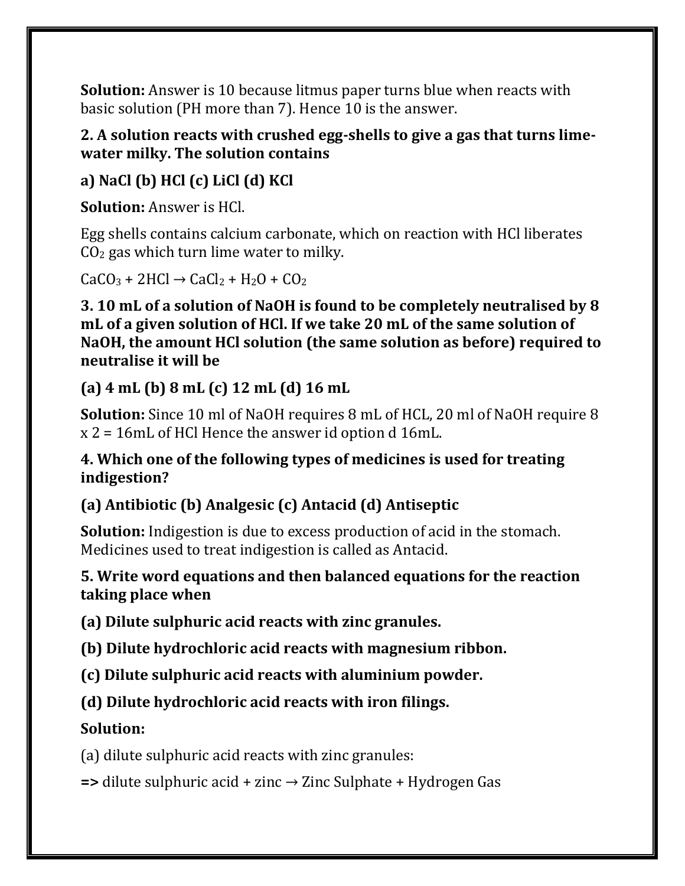**Solution:** Answer is 10 because litmus paper turns blue when reacts with basic solution (PH more than 7). Hence 10 is the answer.

**2. A solution reacts with crushed egg-shells to give a gas that turns lime-water milky. The solution contains**

**a) NaCl (b) HCl (c) LiCl (d) KCl**

**Solution:** Answer is HCl.

Egg shells contains calcium carbonate, which on reaction with HCl liberates $CO_2$ gas which turn lime water to milky.

$CaCO_3 + 2HCl \rightarrow CaCl_2 + H_2O + CO_2$

**3. 10 mL of a solution of NaOH is found to be completely neutralised by 8 mL of a given solution of HCl. If we take 20 mL of the same solution of NaOH, the amount HCl solution (the same solution as before) required to neutralise it will be**

**(a) 4 mL (b) 8 mL (c) 12 mL (d) 16 mL**

**Solution:** Since 10 ml of NaOH requires 8 mL of HCL, 20 ml of NaOH require 8 x 2 = 16mL of HCl Hence the answer id option d 16mL.

**4. Which one of the following types of medicines is used for treating indigestion?**

**(a) Antibiotic (b) Analgesic (c) Antacid (d) Antiseptic**

**Solution:** Indigestion is due to excess production of acid in the stomach. Medicines used to treat indigestion is called as Antacid.

**5. Write word equations and then balanced equations for the reaction taking place when**

**(a) Dilute sulphuric acid reacts with zinc granules.**

**(b) Dilute hydrochloric acid reacts with magnesium ribbon.**

**(c) Dilute sulphuric acid reacts with aluminium powder.**

**(d) Dilute hydrochloric acid reacts with iron filings.**

**Solution:**

(a) dilute sulphuric acid reacts with zinc granules:

**=>** dilute sulphuric acid + zinc → Zinc Sulphate + Hydrogen Gas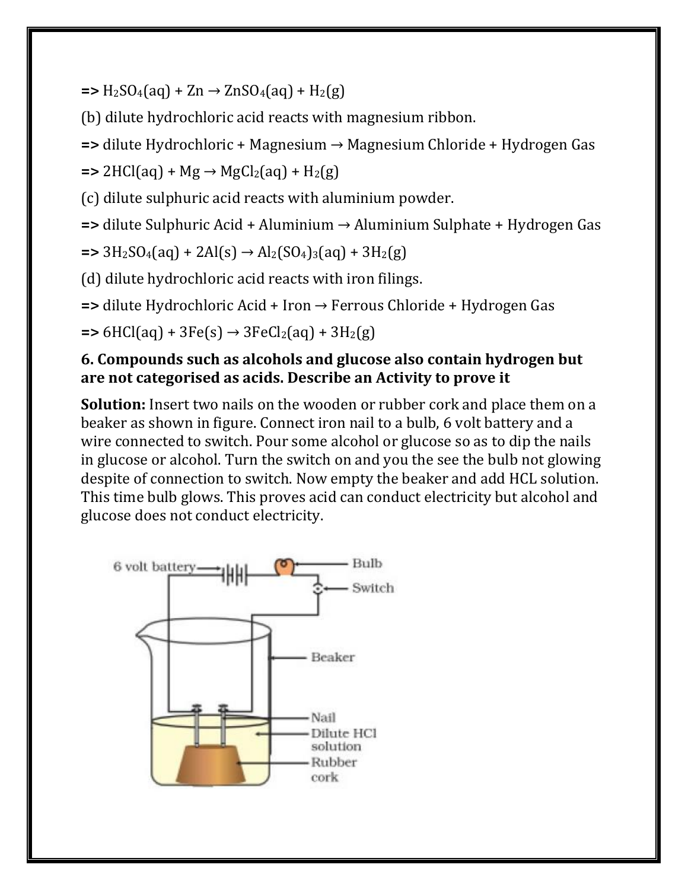=> $H_2SO_4(aq) + Zn \rightarrow ZnSO_4(aq) + H_2(g)$

(b) dilute hydrochloric acid reacts with magnesium ribbon.

=> dilute Hydrochloric + Magnesium → Magnesium Chloride + Hydrogen Gas

=> $2HCl(aq) + Mg \rightarrow MgCl_2(aq) + H_2(g)$

(c) dilute sulphuric acid reacts with aluminium powder.

=> dilute Sulphuric Acid + Aluminium → Aluminium Sulphate + Hydrogen Gas

=> $3H_2SO_4(aq) + 2Al(s) \rightarrow Al_2(SO_4)_3(aq) + 3H_2(g)$

(d) dilute hydrochloric acid reacts with iron filings.

=> dilute Hydrochloric Acid + Iron → Ferrous Chloride + Hydrogen Gas

=> $6HCl(aq) + 3Fe(s) \rightarrow 3FeCl_2(aq) + 3H_2(g)$

**6. Compounds such as alcohols and glucose also contain hydrogen but are not categorised as acids. Describe an Activity to prove it**

**Solution:** Insert two nails on the wooden or rubber cork and place them on a beaker as shown in figure. Connect iron nail to a bulb, 6 volt battery and a wire connected to switch. Pour some alcohol or glucose so as to dip the nails in glucose or alcohol. Turn the switch on and you the see the bulb not glowing despite of connection to switch. Now empty the beaker and add HCL solution. This time bulb glows. This proves acid can conduct electricity but alcohol and glucose does not conduct electricity.

6 volt battery, Bulb, Switch, Beaker, Nail, Dilute HCl solution, Rubber cork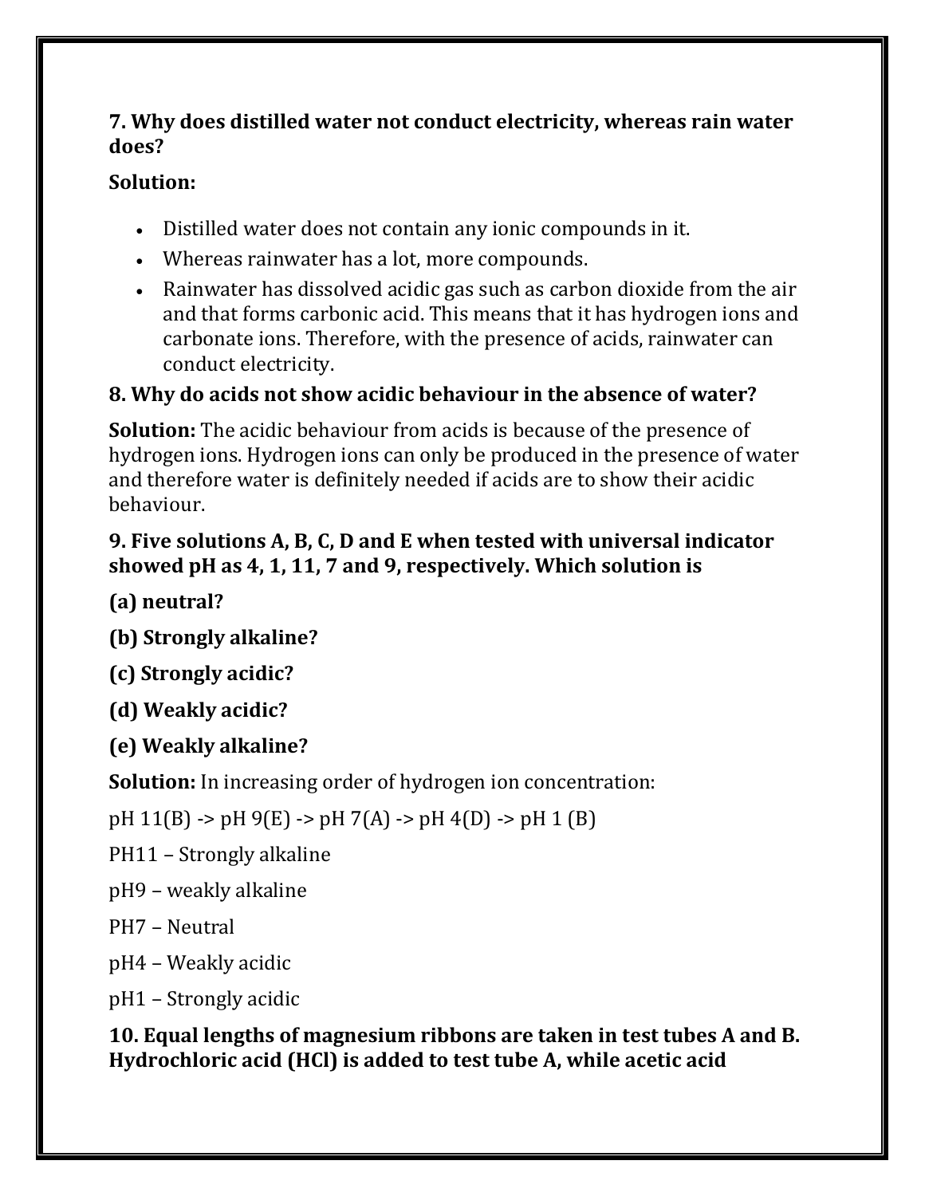**7. Why does distilled water not conduct electricity, whereas rain water does?**

**Solution:**

- Distilled water does not contain any ionic compounds in it.
- Whereas rainwater has a lot, more compounds.
- Rainwater has dissolved acidic gas such as carbon dioxide from the air and that forms carbonic acid. This means that it has hydrogen ions and carbonate ions. Therefore, with the presence of acids, rainwater can conduct electricity.

**8. Why do acids not show acidic behaviour in the absence of water?**

**Solution:** The acidic behaviour from acids is because of the presence of hydrogen ions. Hydrogen ions can only be produced in the presence of water and therefore water is definitely needed if acids are to show their acidic behaviour.

**9. Five solutions A, B, C, D and E when tested with universal indicator showed pH as 4, 1, 11, 7 and 9, respectively. Which solution is**

**(a) neutral?**

**(b) Strongly alkaline?**

**(c) Strongly acidic?**

**(d) Weakly acidic?**

**(e) Weakly alkaline?**

**Solution:** In increasing order of hydrogen ion concentration:

pH 11(B) -> pH 9(E) -> pH 7(A) -> pH 4(D) -> pH 1 (B)

PH11 – Strongly alkaline

pH9 – weakly alkaline

PH7 – Neutral

pH4 – Weakly acidic

pH1 – Strongly acidic

**10. Equal lengths of magnesium ribbons are taken in test tubes A and B. Hydrochloric acid (HCl) is added to test tube A, while acetic acid**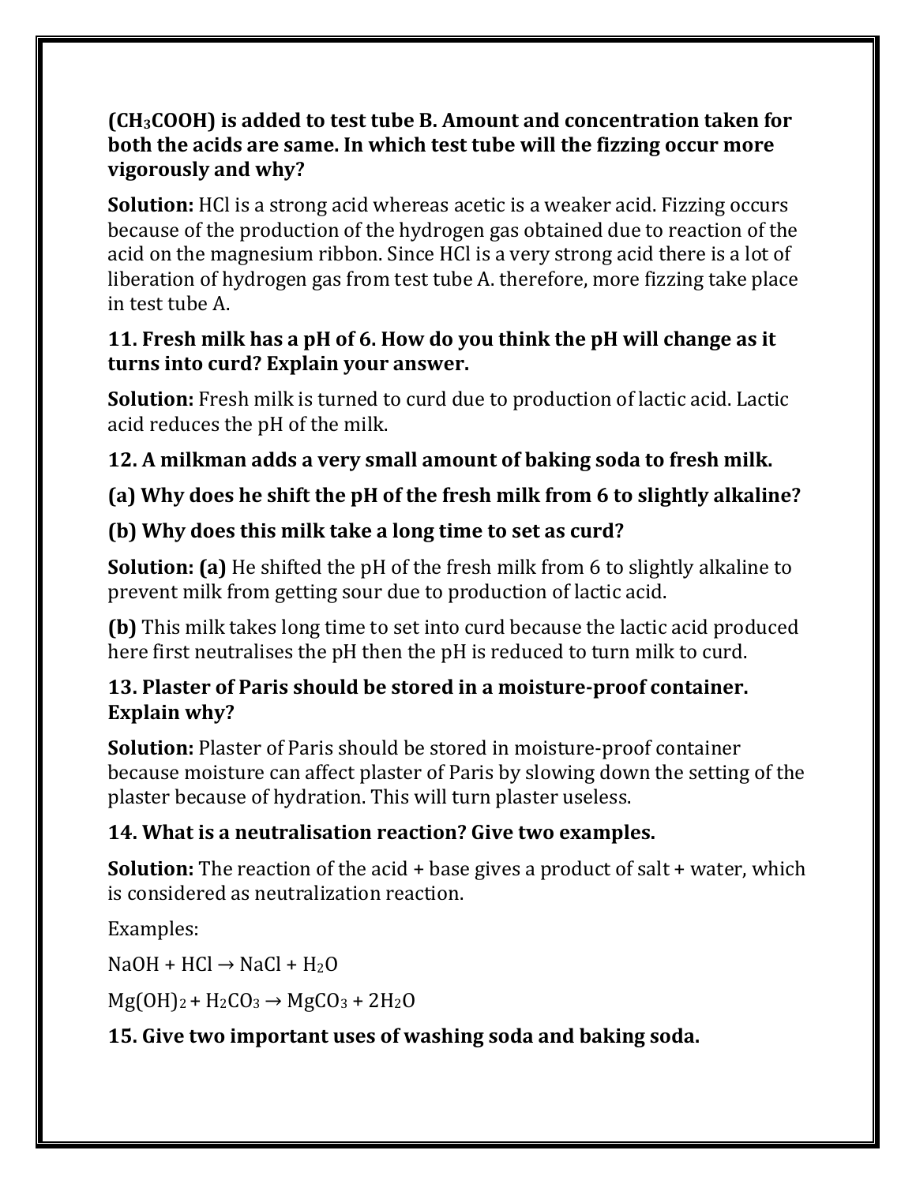**($CH_3COOH$) is added to test tube B. Amount and concentration taken for both the acids are same. In which test tube will the fizzing occur more vigorously and why?**

**Solution:** HCl is a strong acid whereas acetic is a weaker acid. Fizzing occurs because of the production of the hydrogen gas obtained due to reaction of the acid on the magnesium ribbon. Since HCl is a very strong acid there is a lot of liberation of hydrogen gas from test tube A. therefore, more fizzing take place in test tube A.

**11. Fresh milk has a pH of 6. How do you think the pH will change as it turns into curd? Explain your answer.**

**Solution:** Fresh milk is turned to curd due to production of lactic acid. Lactic acid reduces the pH of the milk.

**12. A milkman adds a very small amount of baking soda to fresh milk.**

**(a) Why does he shift the pH of the fresh milk from 6 to slightly alkaline?**

**(b) Why does this milk take a long time to set as curd?**

**Solution: (a)** He shifted the pH of the fresh milk from 6 to slightly alkaline to prevent milk from getting sour due to production of lactic acid.

**(b)** This milk takes long time to set into curd because the lactic acid produced here first neutralises the pH then the pH is reduced to turn milk to curd.

**13. Plaster of Paris should be stored in a moisture-proof container. Explain why?**

**Solution:** Plaster of Paris should be stored in moisture-proof container because moisture can affect plaster of Paris by slowing down the setting of the plaster because of hydration. This will turn plaster useless.

**14. What is a neutralisation reaction? Give two examples.**

**Solution:** The reaction of the acid + base gives a product of salt + water, which is considered as neutralization reaction.

Examples:

$NaOH + HCl \rightarrow NaCl + H_2O$

$Mg(OH)_2 + H_2CO_3 \rightarrow MgCO_3 + 2H_2O$

**15. Give two important uses of washing soda and baking soda.**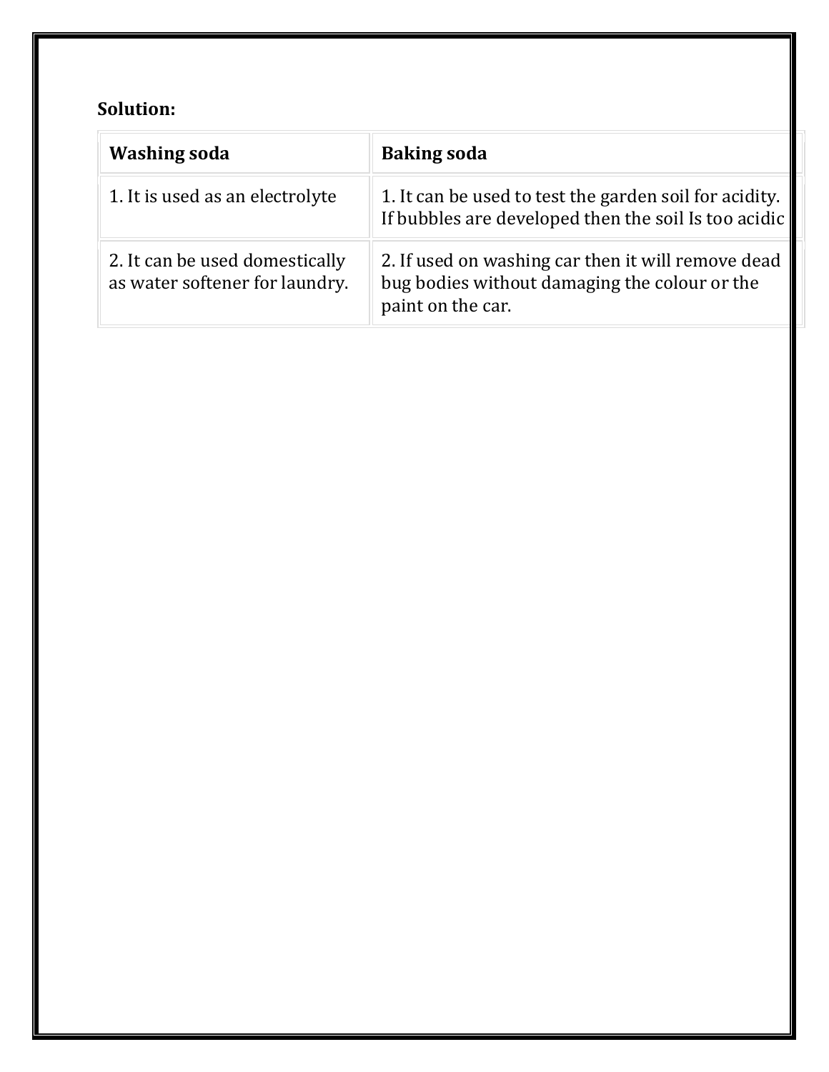**Solution:**

| Washing soda | Baking soda |
|---|---|
| 1. It is used as an electrolyte | 1. It can be used to test the garden soil for acidity. If bubbles are developed then the soil Is too acidic |
| 2. It can be used domestically as water softener for laundry. | 2. If used on washing car then it will remove dead bug bodies without damaging the colour or the paint on the car. |